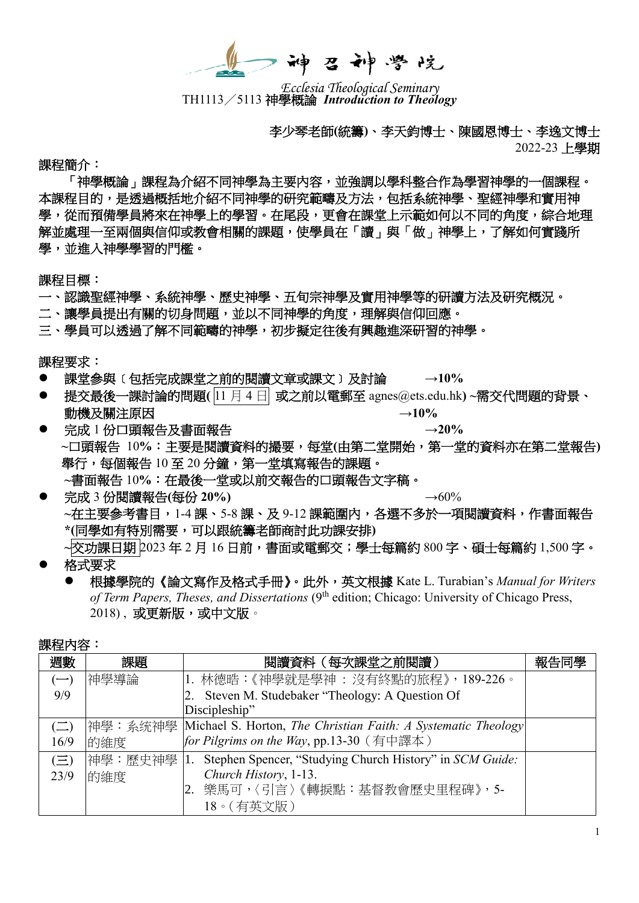神召神學院

*Ecclesia Theological Seminary*

TH1113／5113 神學概論 ***Introduction to Theology***

李少琴老師(統籌)、李天鈞博士、陳國恩博士、李逸文博士

2022-23 上學期

課程簡介：

「神學概論」課程為介紹不同神學為主要內容，並強調以學科整合作為學習神學的一個課程。本課程目的，是透過概括地介紹不同神學的研究範疇及方法，包括系統神學、聖經神學和實用神學，從而預備學員將來在神學上的學習。在尾段，更會在課堂上示範如何以不同的角度，綜合地理解並處理一至兩個與信仰或教會相關的課題，使學員在「讀」與「做」神學上，了解如何實踐所學，並進入神學學習的門檻。

課程目標：

一、認識聖經神學、系統神學、歷史神學、五旬宗神學及實用神學等的研讀方法及研究概況。
二、讓學員提出有關的切身問題，並以不同神學的角度，理解與信仰回應。
三、學員可以透過了解不同範疇的神學，初步擬定往後有興趣進深研習的神學。

課程要求：

- 課堂參與﹝包括完成課堂之前的閱讀文章或課文﹞及討論 **→10%**
- 提交最後一課討論的問題(11 月 4 日 或之前以電郵至 agnes@ets.edu.hk) ~需交代問題的背景、動機及關注原因 **→10%**
- 完成 1 份口頭報告及書面報告 **→20%**
  ~口頭報告 10%：主要是閱讀資料的撮要，每堂(由第二堂開始，第一堂的資料亦在第二堂報告)舉行，每個報告 10 至 20 分鐘，第一堂填寫報告的課題。
  ~書面報告 10%：在最後一堂或以前交報告的口頭報告文字稿。
- 完成 3 份閱讀報告(每份 20%) →60%
  ~在主要參考書目，1-4 課、5-8 課、及 9-12 課範圍內，各選不多於一項閱讀資料，作書面報告 ***(同學如有特別需要，可以跟統籌老師商討此功課安排)**
  ~交功課日期 2023 年 2 月 16 日前，書面或電郵交；學士每篇約 800 字、碩士每篇約 1,500 字。
- 格式要求
  - 根據學院的《論文寫作及格式手冊》。此外，英文根據 Kate L. Turabian's *Manual for Writers of Term Papers, Theses, and Dissertations* (9th edition; Chicago: University of Chicago Press, 2018)，或更新版，或中文版。

課程內容：

| 週數 | 課題 | 閱讀資料（每次課堂之前閱讀） | 報告同學 |
|---|---|---|---|
| (一) 9/9 | 神學導論 | 1. 林德晧：《神學就是學神 ： 沒有終點的旅程》，189-226。<br>2. Steven M. Studebaker "Theology: A Question Of Discipleship" | |
| (二) 16/9 | 神學：系統神學的維度 | Michael S. Horton, *The Christian Faith: A Systematic Theology for Pilgrims on the Way*, pp.13-30（有中譯本） | |
| (三) 23/9 | 神學：歷史神學的維度 | 1. Stephen Spencer, "Studying Church History" in *SCM Guide: Church History*, 1-13.<br>2. 樂馬可，〈引言〉《轉捩點：基督教會歷史里程碑》，5-18。(有英文版) | |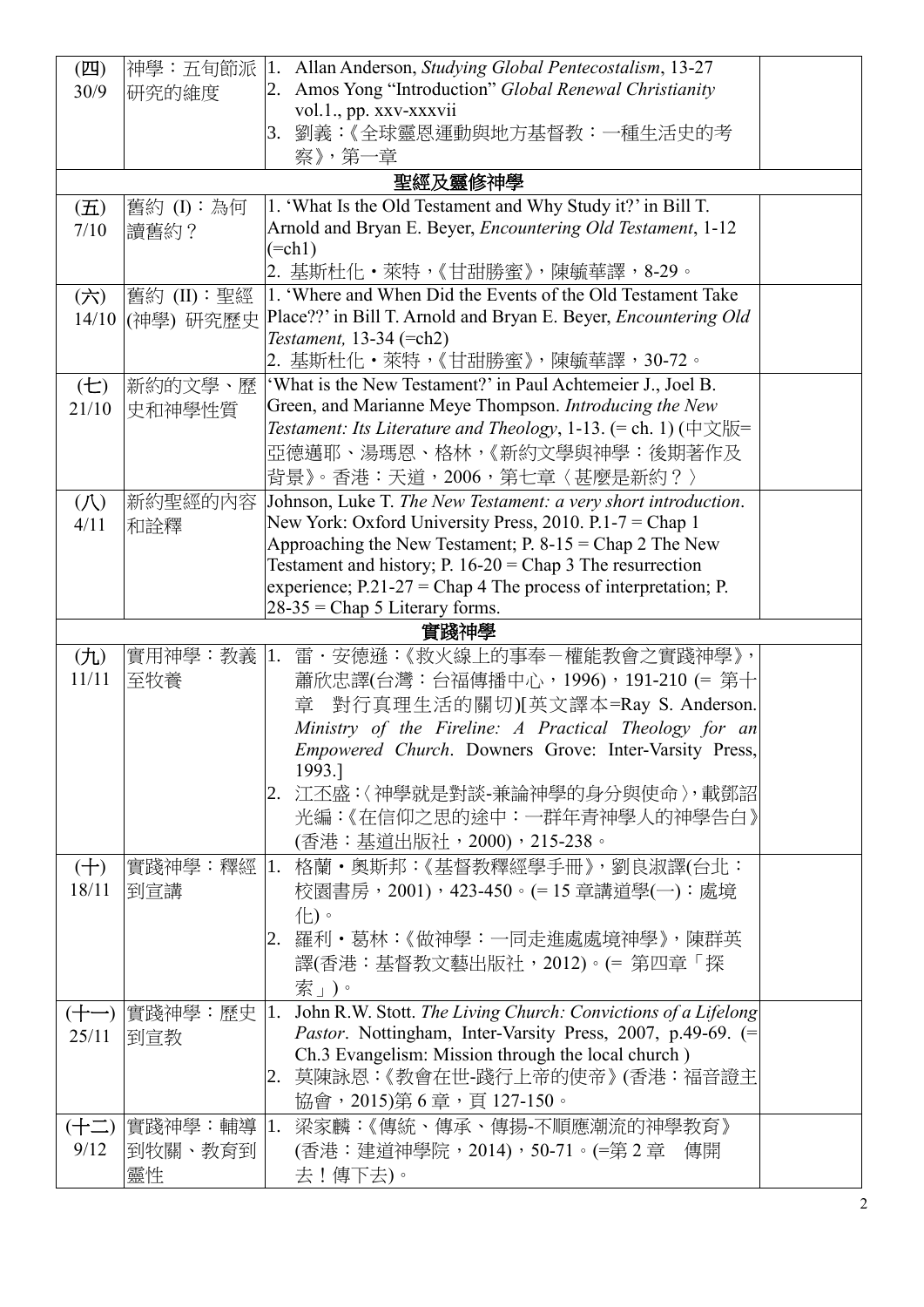| (四) 30/9 | 神學：五旬節派研究的維度 | 1. Allan Anderson, *Studying Global Pentecostalism*, 13-27<br>2. Amos Yong "Introduction" *Global Renewal Christianity* vol.1., pp. xxv-xxxvii<br>3. 劉義：《全球靈恩運動與地方基督教：一種生活史的考察》，第一章 | |
|---|---|---|---|
| | | **聖經及靈修神學** | |
| (五) 7/10 | 舊約 (I)：為何讀舊約？ | 1. 'What Is the Old Testament and Why Study it?' in Bill T. Arnold and Bryan E. Beyer, *Encountering Old Testament*, 1-12 (=ch1)<br>2. 基斯杜化・萊特，《甘甜勝蜜》，陳毓華譯，8-29。 | |
| (六) 14/10 | 舊約 (II)：聖經(神學) 研究歷史 | 1. 'Where and When Did the Events of the Old Testament Take Place??' in Bill T. Arnold and Bryan E. Beyer, *Encountering Old Testament,* 13-34 (=ch2)<br>2. 基斯杜化・萊特，《甘甜勝蜜》，陳毓華譯，30-72。 | |
| (七) 21/10 | 新約的文學、歷史和神學性質 | 'What is the New Testament?' in Paul Achtemeier J., Joel B. Green, and Marianne Meye Thompson. *Introducing the New Testament: Its Literature and Theology*, 1-13. (= ch. 1) (中文版=亞德邁耶、湯瑪恩、格林，《新約文學與神學：後期著作及背景》。香港：天道，2006，第七章〈甚麼是新約？〉 | |
| (八) 4/11 | 新約聖經的內容和詮釋 | Johnson, Luke T. *The New Testament: a very short introduction*. New York: Oxford University Press, 2010. P.1-7 = Chap 1 Approaching the New Testament; P. 8-15 = Chap 2 The New Testament and history; P. 16-20 = Chap 3 The resurrection experience; P.21-27 = Chap 4 The process of interpretation; P. 28-35 = Chap 5 Literary forms. | |
| | | **實踐神學** | |
| (九) 11/11 | 實用神學：教義至牧養 | 1. 雷・安德遜：《救火線上的事奉－權能教會之實踐神學》，蕭欣忠譯(台灣：台福傳播中心，1996)，191-210 (= 第十章 對行真理生活的關切)[英文譯本=Ray S. Anderson. *Ministry of the Fireline: A Practical Theology for an Empowered Church*. Downers Grove: Inter-Varsity Press, 1993.]<br>2. 江丕盛：〈神學就是對談-兼論神學的身分與使命〉，載鄧紹光編：《在信仰之思的途中：一群年青神學人的神學告白》(香港：基道出版社，2000)，215-238。 | |
| (十) 18/11 | 實踐神學：釋經到宣講 | 1. 格蘭・奧斯邦：《基督教釋經學手冊》，劉良淑譯(台北：校園書房，2001)，423-450。(= 15 章講道學(一)：處境化)。<br>2. 羅利・葛林：《做神學：一同走進處處境神學》，陳群英譯(香港：基督教文藝出版社，2012)。(= 第四章「探索」)。 | |
| (十一) 25/11 | 實踐神學：歷史到宣教 | 1. John R.W. Stott. *The Living Church: Convictions of a Lifelong Pastor*. Nottingham, Inter-Varsity Press, 2007, p.49-69. (= Ch.3 Evangelism: Mission through the local church )<br>2. 莫陳詠恩：《教會在世-踐行上帝的使命》(香港：福音證主協會，2015)第 6 章，頁 127-150。 | |
| (十二) 9/12 | 實踐神學：輔導到牧關、教育到靈性 | 1. 梁家麟：《傳統、傳承、傳揚-不順應潮流的神學教育》(香港：建道神學院，2014)，50-71。(=第 2 章 傳開去！傳下去)。 | |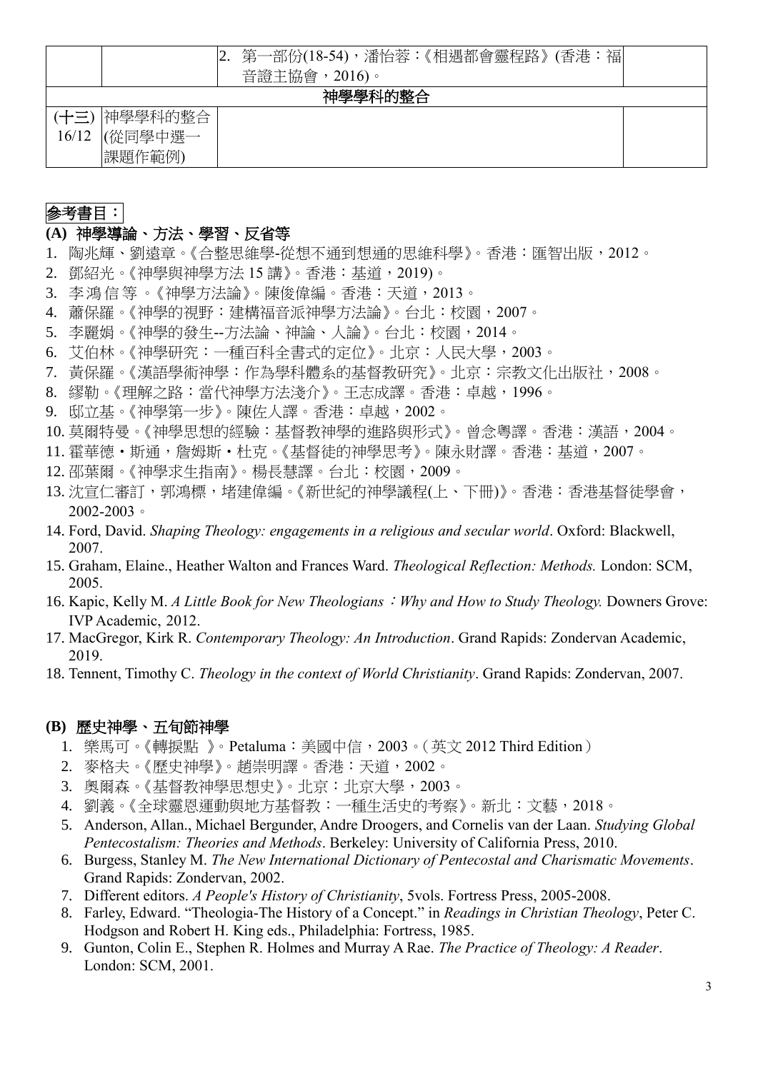| | | | |
|---|---|---|---|
| | | 2. 第一部份(18-54)，潘怡蓉：《相遇都會靈程路》(香港：福音證主協會，2016)。 | |
| 神學學科的整合 | | | |
| (十三) 16/12 | 神學學科的整合 (從同學中選一課題作範例) | | |

## 參考書目：

### (A) 神學導論、方法、學習、反省等

1. 陶兆輝、劉遠章。《合整思維學-從想不通到想通的思維科學》。香港：匯智出版，2012。
2. 鄧紹光。《神學與神學方法 15 講》。香港：基道，2019)。
3. 李 鴻 信 等 。《神學方法論》。陳俊偉編。香港：天道，2013。
4. 蕭保羅。《神學的視野：建構福音派神學方法論》。台北：校園，2007。
5. 李麗娟。《神學的發生--方法論、神論、人論》。台北：校園，2014。
6. 艾伯林。《神學研究：一種百科全書式的定位》。北京：人民大學，2003。
7. 黃保羅。《漢語學術神學：作為學科體系的基督教研究》。北京：宗教文化出版社，2008。
8. 繆勒。《理解之路：當代神學方法淺介》。王志成譯。香港：卓越，1996。
9. 邸立基。《神學第一步》。陳佐人譯。香港：卓越，2002。
10. 莫爾特曼。《神學思想的經驗：基督教神學的進路與形式》。曾念粵譯。香港：漢語，2004。
11. 霍華德・斯通，詹姆斯・杜克。《基督徒的神學思考》。陳永財譯。香港：基道，2007。
12. 邵葉爾。《神學求生指南》。楊長慧譯。台北：校園，2009。
13. 沈宣仁審訂，郭鴻標，堵建偉編。《新世紀的神學議程(上、下冊)》。香港：香港基督徒學會，2002-2003。
14. Ford, David. *Shaping Theology: engagements in a religious and secular world*. Oxford: Blackwell, 2007.
15. Graham, Elaine., Heather Walton and Frances Ward. *Theological Reflection: Methods.* London: SCM, 2005.
16. Kapic, Kelly M. *A Little Book for New Theologians：Why and How to Study Theology.* Downers Grove: IVP Academic, 2012.
17. MacGregor, Kirk R. *Contemporary Theology: An Introduction*. Grand Rapids: Zondervan Academic, 2019.
18. Tennent, Timothy C. *Theology in the context of World Christianity*. Grand Rapids: Zondervan, 2007.

### (B) 歷史神學、五旬節神學

1. 樂馬可。《轉捩點 》。Petaluma：美國中信，2003。(英文 2012 Third Edition)
2. 麥格夫。《歷史神學》。趙崇明譯。香港：天道，2002。
3. 奧爾森。《基督教神學思想史》。北京：北京大學，2003。
4. 劉義。《全球靈恩運動與地方基督教：一種生活史的考察》。新北：文藝，2018。
5. Anderson, Allan., Michael Bergunder, Andre Droogers, and Cornelis van der Laan. *Studying Global Pentecostalism: Theories and Methods*. Berkeley: University of California Press, 2010.
6. Burgess, Stanley M. *The New International Dictionary of Pentecostal and Charismatic Movements*. Grand Rapids: Zondervan, 2002.
7. Different editors. *A People's History of Christianity*, 5vols. Fortress Press, 2005-2008.
8. Farley, Edward. "Theologia-The History of a Concept." in *Readings in Christian Theology*, Peter C. Hodgson and Robert H. King eds., Philadelphia: Fortress, 1985.
9. Gunton, Colin E., Stephen R. Holmes and Murray A Rae. *The Practice of Theology: A Reader*. London: SCM, 2001.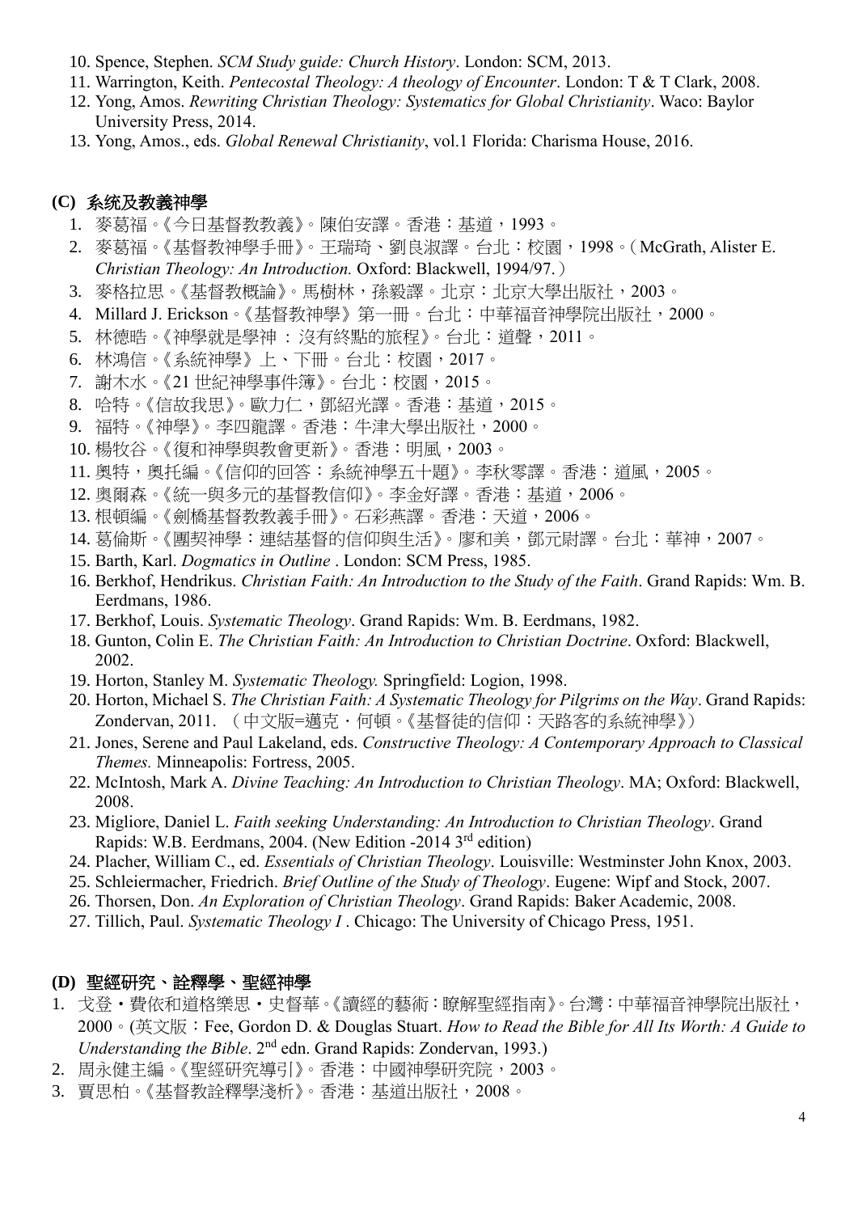10. Spence, Stephen. *SCM Study guide: Church History*. London: SCM, 2013.
11. Warrington, Keith. *Pentecostal Theology: A theology of Encounter*. London: T & T Clark, 2008.
12. Yong, Amos. *Rewriting Christian Theology: Systematics for Global Christianity*. Waco: Baylor University Press, 2014.
13. Yong, Amos., eds. *Global Renewal Christianity*, vol.1 Florida: Charisma House, 2016.

## (C) 系统及教義神學

1. 麥葛福。《今日基督教教義》。陳伯安譯。香港：基道，1993。
2. 麥葛福。《基督教神學手冊》。王瑞琦、劉良淑譯。台北：校園，1998。（McGrath, Alister E. *Christian Theology: An Introduction.* Oxford: Blackwell, 1994/97.）
3. 麥格拉思。《基督教概論》。馬樹林，孫毅譯。北京：北京大學出版社，2003。
4. Millard J. Erickson。《基督教神學》第一冊。台北：中華福音神學院出版社，2000。
5. 林德晧。《神學就是學神 ：沒有終點的旅程》。台北：道聲，2011。
6. 林鴻信。《系統神學》上、下冊。台北：校園，2017。
7. 謝木水。《21 世紀神學事件簿》。台北：校園，2015。
8. 哈特。《信故我思》。歐力仁，鄧紹光譯。香港：基道，2015。
9. 福特。《神學》。李四龍譯。香港：牛津大學出版社，2000。
10. 楊牧谷。《復和神學與教會更新》。香港：明風，2003。
11. 奧特，奧托編。《信仰的回答：系統神學五十題》。李秋零譯。香港：道風，2005。
12. 奧爾森。《統一與多元的基督教信仰》。李金好譯。香港：基道，2006。
13. 根頓編。《劍橋基督教教義手冊》。石彩燕譯。香港：天道，2006。
14. 葛倫斯。《團契神學：連結基督的信仰與生活》。廖和美，鄧元尉譯。台北：華神，2007。
15. Barth, Karl. *Dogmatics in Outline* . London: SCM Press, 1985.
16. Berkhof, Hendrikus. *Christian Faith: An Introduction to the Study of the Faith*. Grand Rapids: Wm. B. Eerdmans, 1986.
17. Berkhof, Louis. *Systematic Theology*. Grand Rapids: Wm. B. Eerdmans, 1982.
18. Gunton, Colin E. *The Christian Faith: An Introduction to Christian Doctrine*. Oxford: Blackwell, 2002.
19. Horton, Stanley M. *Systematic Theology.* Springfield: Logion, 1998.
20. Horton, Michael S. *The Christian Faith: A Systematic Theology for Pilgrims on the Way*. Grand Rapids: Zondervan, 2011. （中文版=邁克．何頓。《基督徒的信仰：天路客的系統神學》）
21. Jones, Serene and Paul Lakeland, eds. *Constructive Theology: A Contemporary Approach to Classical Themes.* Minneapolis: Fortress, 2005.
22. McIntosh, Mark A. *Divine Teaching: An Introduction to Christian Theology*. MA; Oxford: Blackwell, 2008.
23. Migliore, Daniel L. *Faith seeking Understanding: An Introduction to Christian Theology*. Grand Rapids: W.B. Eerdmans, 2004. (New Edition -2014 3rd edition)
24. Placher, William C., ed. *Essentials of Christian Theology*. Louisville: Westminster John Knox, 2003.
25. Schleiermacher, Friedrich. *Brief Outline of the Study of Theology*. Eugene: Wipf and Stock, 2007.
26. Thorsen, Don. *An Exploration of Christian Theology*. Grand Rapids: Baker Academic, 2008.
27. Tillich, Paul. *Systematic Theology I* . Chicago: The University of Chicago Press, 1951.

## (D) 聖經研究、詮釋學、聖經神學

1. 戈登・費依和道格樂思・史督華。《讀經的藝術：瞭解聖經指南》。台灣：中華福音神學院出版社，2000。(英文版：Fee, Gordon D. & Douglas Stuart. *How to Read the Bible for All Its Worth: A Guide to Understanding the Bible*. 2nd edn. Grand Rapids: Zondervan, 1993.)
2. 周永健主編。《聖經研究導引》。香港：中國神學研究院，2003。
3. 賈思柏。《基督教詮釋學淺析》。香港：基道出版社，2008。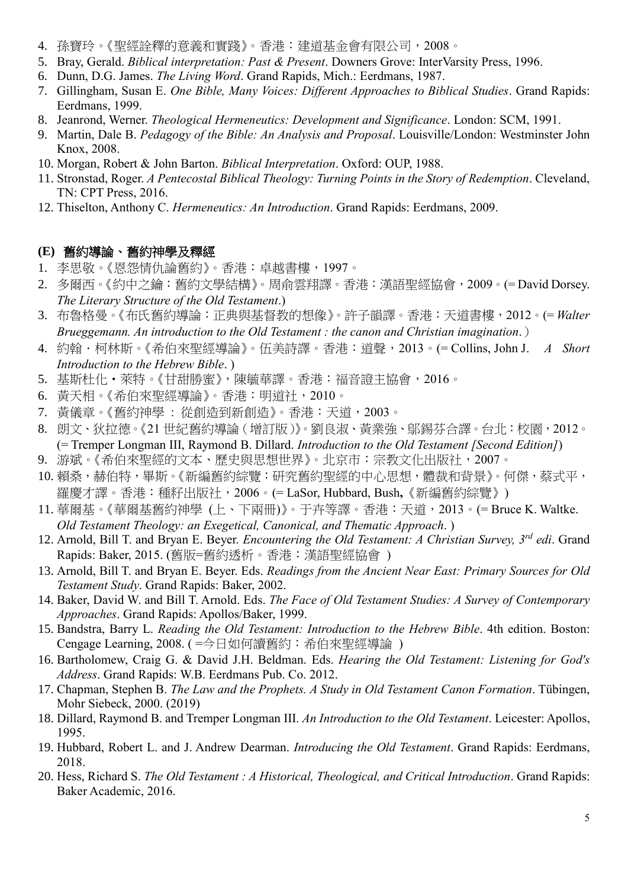4. 孫寶玲。《聖經詮釋的意義和實踐》。香港：建道基金會有限公司，2008。
5. Bray, Gerald. *Biblical interpretation: Past & Present*. Downers Grove: InterVarsity Press, 1996.
6. Dunn, D.G. James. *The Living Word*. Grand Rapids, Mich.: Eerdmans, 1987.
7. Gillingham, Susan E. *One Bible, Many Voices: Different Approaches to Biblical Studies*. Grand Rapids: Eerdmans, 1999.
8. Jeanrond, Werner. *Theological Hermeneutics: Development and Significance*. London: SCM, 1991.
9. Martin, Dale B. *Pedagogy of the Bible: An Analysis and Proposal*. Louisville/London: Westminster John Knox, 2008.
10. Morgan, Robert & John Barton. *Biblical Interpretation*. Oxford: OUP, 1988.
11. Stronstad, Roger. *A Pentecostal Biblical Theology: Turning Points in the Story of Redemption*. Cleveland, TN: CPT Press, 2016.
12. Thiselton, Anthony C. *Hermeneutics: An Introduction*. Grand Rapids: Eerdmans, 2009.

## (E) 舊約導論、舊約神學及釋經

1. 李思敬。《恩怨情仇論舊約》。香港：卓越書樓，1997。
2. 多爾西。《約中之鑰：舊約文學結構》。周俞雲翔譯。香港：漢語聖經協會，2009。(= David Dorsey. *The Literary Structure of the Old Testament*.)
3. 布魯格曼。《布氏舊約導論：正典與基督教的想像》。許子韻譯。香港：天道書樓，2012。(= *Walter Brueggemann. An introduction to the Old Testament : the canon and Christian imagination*.)
4. 約翰・柯林斯。《希伯來聖經導論》。伍美詩譯。香港：道聲，2013。(= Collins, John J. *A Short Introduction to the Hebrew Bible*. )
5. 基斯杜化・萊特。《甘甜勝蜜》，陳毓華譯。香港：福音證主協會，2016。
6. 黃天相。《希伯來聖經導論》。香港：明道社，2010。
7. 黃儀章。《舊約神學 ： 從創造到新創造》。香港：天道，2003。
8. 朗文、狄拉德。《21 世紀舊約導論（增訂版）》。劉良淑、黃業強、鄔錫芬合譯。台北：校園，2012。(= Tremper Longman III, Raymond B. Dillard. *Introduction to the Old Testament [Second Edition]*)
9. 游斌。《希伯來聖經的文本、歷史與思想世界》。北京市：宗教文化出版社，2007。
10. 賴桑，赫伯特，畢斯。《新編舊約綜覽：研究舊約聖經的中心思想，體裁和背景》。何傑，蔡式平，羅慶才譯。香港：種籽出版社，2006。(= LaSor, Hubbard, Bush**,**《新編舊約綜覽》)
11. 華爾基。《華爾基舊約神學 (上、下兩冊)》。于卉等譯。香港：天道，2013。(= Bruce K. Waltke. *Old Testament Theology: an Exegetical, Canonical, and Thematic Approach*. )
12. Arnold, Bill T. and Bryan E. Beyer. *Encountering the Old Testament: A Christian Survey, 3rd edi*. Grand Rapids: Baker, 2015. (舊版=舊約透析。香港：漢語聖經協會 )
13. Arnold, Bill T. and Bryan E. Beyer. Eds. *Readings from the Ancient Near East: Primary Sources for Old Testament Study*. Grand Rapids: Baker, 2002.
14. Baker, David W. and Bill T. Arnold. Eds. *The Face of Old Testament Studies: A Survey of Contemporary Approaches*. Grand Rapids: Apollos/Baker, 1999.
15. Bandstra, Barry L. *Reading the Old Testament: Introduction to the Hebrew Bible*. 4th edition. Boston: Cengage Learning, 2008. ( =今日如何讀舊約：希伯來聖經導論 )
16. Bartholomew, Craig G. & David J.H. Beldman. Eds. *Hearing the Old Testament: Listening for God's Address*. Grand Rapids: W.B. Eerdmans Pub. Co. 2012.
17. Chapman, Stephen B. *The Law and the Prophets. A Study in Old Testament Canon Formation*. Tübingen, Mohr Siebeck, 2000. (2019)
18. Dillard, Raymond B. and Tremper Longman III. *An Introduction to the Old Testament*. Leicester: Apollos, 1995.
19. Hubbard, Robert L. and J. Andrew Dearman. *Introducing the Old Testament*. Grand Rapids: Eerdmans, 2018.
20. Hess, Richard S. *The Old Testament : A Historical, Theological, and Critical Introduction*. Grand Rapids: Baker Academic, 2016.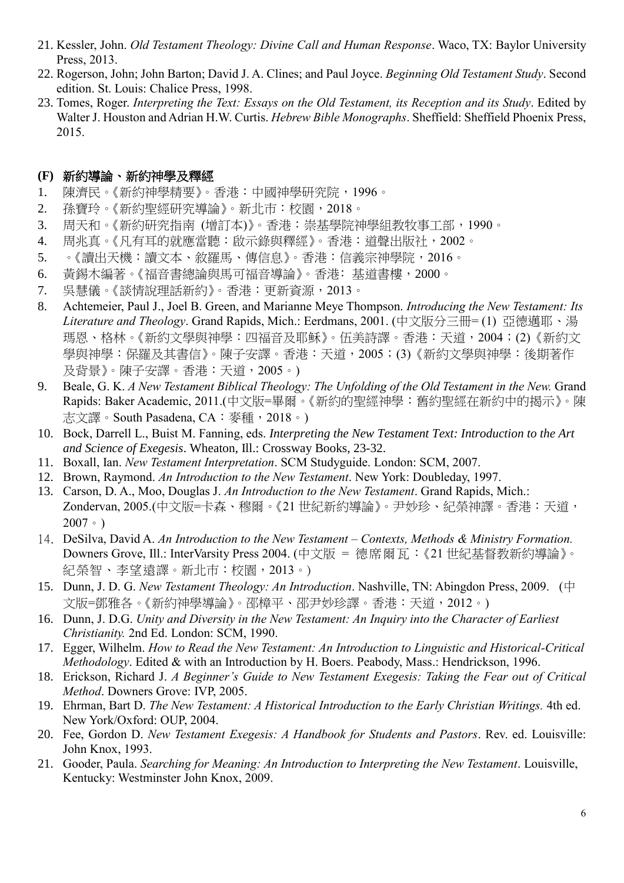21. Kessler, John. *Old Testament Theology: Divine Call and Human Response*. Waco, TX: Baylor University Press, 2013.
22. Rogerson, John; John Barton; David J. A. Clines; and Paul Joyce. *Beginning Old Testament Study*. Second edition. St. Louis: Chalice Press, 1998.
23. Tomes, Roger. *Interpreting the Text: Essays on the Old Testament, its Reception and its Study*. Edited by Walter J. Houston and Adrian H.W. Curtis. *Hebrew Bible Monographs*. Sheffield: Sheffield Phoenix Press, 2015.

## (F) 新約導論、新約神學及釋經

1. 陳濟民。《新約神學精要》。香港：中國神學研究院，1996。
2. 孫寶玲。《新約聖經研究導論》。新北市：校園，2018。
3. 周天和。《新約研究指南 (增訂本)》。香港：崇基學院神學組教牧事工部，1990。
4. 周兆真。《凡有耳的就應當聽：啟示錄與釋經》。香港：道聲出版社，2002。
5. 。《讀出天機：讀文本、敘羅馬、傳信息》。香港：信義宗神學院，2016。
6. 黃錫木編著。《福音書總論與馬可福音導論》。香港: 基道書樓，2000。
7. 吳慧儀。《談情說理話新約》。香港：更新資源，2013。
8. Achtemeier, Paul J., Joel B. Green, and Marianne Meye Thompson. *Introducing the New Testament: Its Literature and Theology*. Grand Rapids, Mich.: Eerdmans, 2001. (中文版分三冊= (1) 亞德邁耶、湯瑪恩、格林。《新約文學與神學：四福音及耶穌》。伍美詩譯。香港：天道，2004；(2)《新約文學與神學：保羅及其書信》。陳子安譯。香港：天道，2005；(3)《新約文學與神學：後期著作及背景》。陳子安譯。香港：天道，2005。)
9. Beale, G. K. *A New Testament Biblical Theology: The Unfolding of the Old Testament in the New.* Grand Rapids: Baker Academic, 2011.(中文版=畢爾。《新約的聖經神學：舊約聖經在新約中的揭示》。陳志文譯。South Pasadena, CA：麥種，2018。)
10. Bock, Darrell L., Buist M. Fanning, eds. *Interpreting the New Testament Text: Introduction to the Art and Science of Exegesis*. Wheaton, Ill.: Crossway Books, 23-32.
11. Boxall, Ian. *New Testament Interpretation*. SCM Studyguide. London: SCM, 2007.
12. Brown, Raymond. *An Introduction to the New Testament*. New York: Doubleday, 1997.
13. Carson, D. A., Moo, Douglas J. *An Introduction to the New Testament*. Grand Rapids, Mich.: Zondervan, 2005.(中文版=卡森、穆爾。《21 世紀新約導論》。尹妙珍、紀榮神譯。香港：天道，2007。)
14. DeSilva, David A. *An Introduction to the New Testament – Contexts, Methods & Ministry Formation.* Downers Grove, Ill.: InterVarsity Press 2004. (中文版 = 德席爾瓦：《21 世紀基督教新約導論》。紀榮智、李望遠譯。新北市：校園，2013。)
15. Dunn, J. D. G. *New Testament Theology: An Introduction*. Nashville, TN: Abingdon Press, 2009. (中文版=鄧雅各。《新約神學導論》。邵樟平、邵尹妙珍譯。香港：天道，2012。)
16. Dunn, J. D.G. *Unity and Diversity in the New Testament: An Inquiry into the Character of Earliest Christianity.* 2nd Ed. London: SCM, 1990.
17. Egger, Wilhelm. *How to Read the New Testament: An Introduction to Linguistic and Historical-Critical Methodology*. Edited & with an Introduction by H. Boers. Peabody, Mass.: Hendrickson, 1996.
18. Erickson, Richard J. *A Beginner's Guide to New Testament Exegesis: Taking the Fear out of Critical Method*. Downers Grove: IVP, 2005.
19. Ehrman, Bart D. *The New Testament: A Historical Introduction to the Early Christian Writings.* 4th ed. New York/Oxford: OUP, 2004.
20. Fee, Gordon D. *New Testament Exegesis: A Handbook for Students and Pastors*. Rev. ed. Louisville: John Knox, 1993.
21. Gooder, Paula. *Searching for Meaning: An Introduction to Interpreting the New Testament*. Louisville, Kentucky: Westminster John Knox, 2009.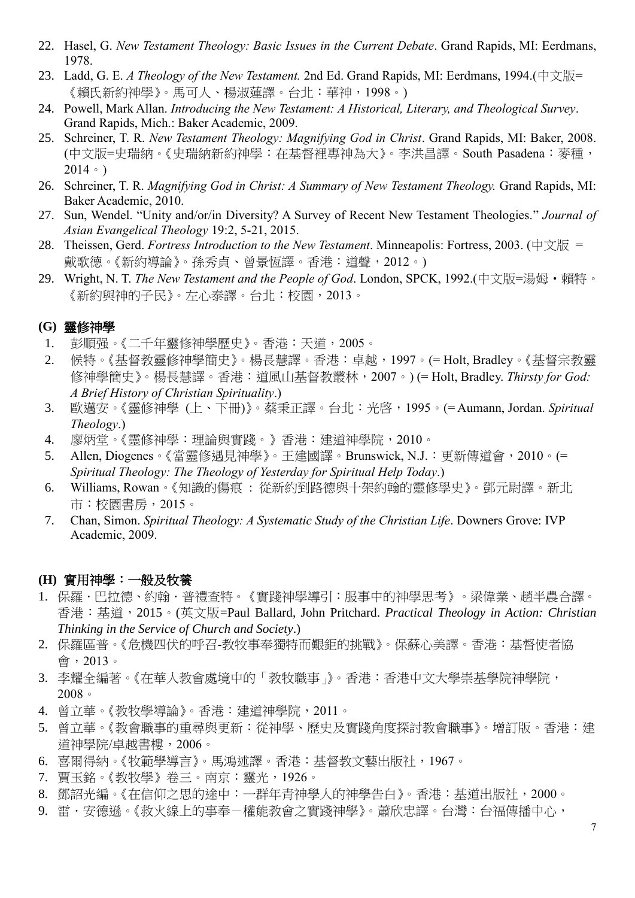22. Hasel, G. *New Testament Theology: Basic Issues in the Current Debate*. Grand Rapids, MI: Eerdmans, 1978.
23. Ladd, G. E. *A Theology of the New Testament.* 2nd Ed. Grand Rapids, MI: Eerdmans, 1994.(中文版=《賴氏新約神學》。馬可人、楊淑蓮譯。台北：華神，1998。)
24. Powell, Mark Allan. *Introducing the New Testament: A Historical, Literary, and Theological Survey*. Grand Rapids, Mich.: Baker Academic, 2009.
25. Schreiner, T. R. *New Testament Theology: Magnifying God in Christ*. Grand Rapids, MI: Baker, 2008. (中文版=史瑞納。《史瑞納新約神學：在基督裡尊神為大》。李洪昌譯。South Pasadena：麥種，2014。)
26. Schreiner, T. R. *Magnifying God in Christ: A Summary of New Testament Theology.* Grand Rapids, MI: Baker Academic, 2010.
27. Sun, Wendel. "Unity and/or/in Diversity? A Survey of Recent New Testament Theologies." *Journal of Asian Evangelical Theology* 19:2, 5-21, 2015.
28. Theissen, Gerd. *Fortress Introduction to the New Testament*. Minneapolis: Fortress, 2003. (中文版 = 戴歌德。《新約導論》。孫秀貞、曾景恆譯。香港：道聲，2012。)
29. Wright, N. T. *The New Testament and the People of God*. London, SPCK, 1992.(中文版=湯姆・賴特。《新約與神的子民》。左心泰譯。台北：校園，2013。

## (G) 靈修神學

1. 彭順强。《二千年靈修神學歷史》。香港：天道，2005。
2. 候特。《基督教靈修神學簡史》。楊長慧譯。香港：卓越，1997。(= Holt, Bradley。《基督宗教靈修神學簡史》。楊長慧譯。香港：道風山基督教叢林，2007。) (= Holt, Bradley. *Thirsty for God: A Brief History of Christian Spirituality*.)
3. 歐邁安。《靈修神學 (上、下冊)》。蔡秉正譯。台北：光啓，1995。(= Aumann, Jordan. *Spiritual Theology*.)
4. 廖炳堂。《靈修神學：理論與實踐。》香港：建道神學院，2010。
5. Allen, Diogenes。《當靈修遇見神學》。王建國譯。Brunswick, N.J.：更新傳道會，2010。(= *Spiritual Theology: The Theology of Yesterday for Spiritual Help Today*.)
6. Williams, Rowan。《知識的傷痕 ： 從新約到路德與十架約翰的靈修學史》。鄧元尉譯。新北市：校園書房，2015。
7. Chan, Simon. *Spiritual Theology: A Systematic Study of the Christian Life*. Downers Grove: IVP Academic, 2009.

## (H) 實用神學：一般及牧養

1. 保羅・巴拉德、約翰・普禮查特。《實踐神學導引：服事中的神學思考》。梁偉業、趙半農合譯。香港：基道，2015。(英文版=Paul Ballard, John Pritchard. *Practical Theology in Action: Christian Thinking in the Service of Church and Society*.)
2. 保羅區普。《危機四伏的呼召-教牧事奉獨特而艱鉅的挑戰》。保蘇心美譯。香港：基督使者協會，2013。
3. 李耀全編著。《在華人教會處境中的「教牧職事」》。香港：香港中文大學崇基學院神學院，2008。
4. 曾立華。《教牧學導論》。香港：建道神學院，2011。
5. 曾立華。《教會職事的重尋與更新：從神學、歷史及實踐角度探討教會職事》。增訂版。香港：建道神學院/卓越書樓，2006。
6. 喜爾得納。《牧範學導言》。馬鴻述譯。香港：基督教文藝出版社，1967。
7. 賈玉銘。《教牧學》卷三。南京：靈光，1926。
8. 鄧詔光編。《在信仰之思的途中：一群年青神學人的神學告白》。香港：基道出版社，2000。
9. 雷・安德遜。《救火線上的事奉－權能教會之實踐神學》。蕭欣忠譯。台灣：台福傳播中心，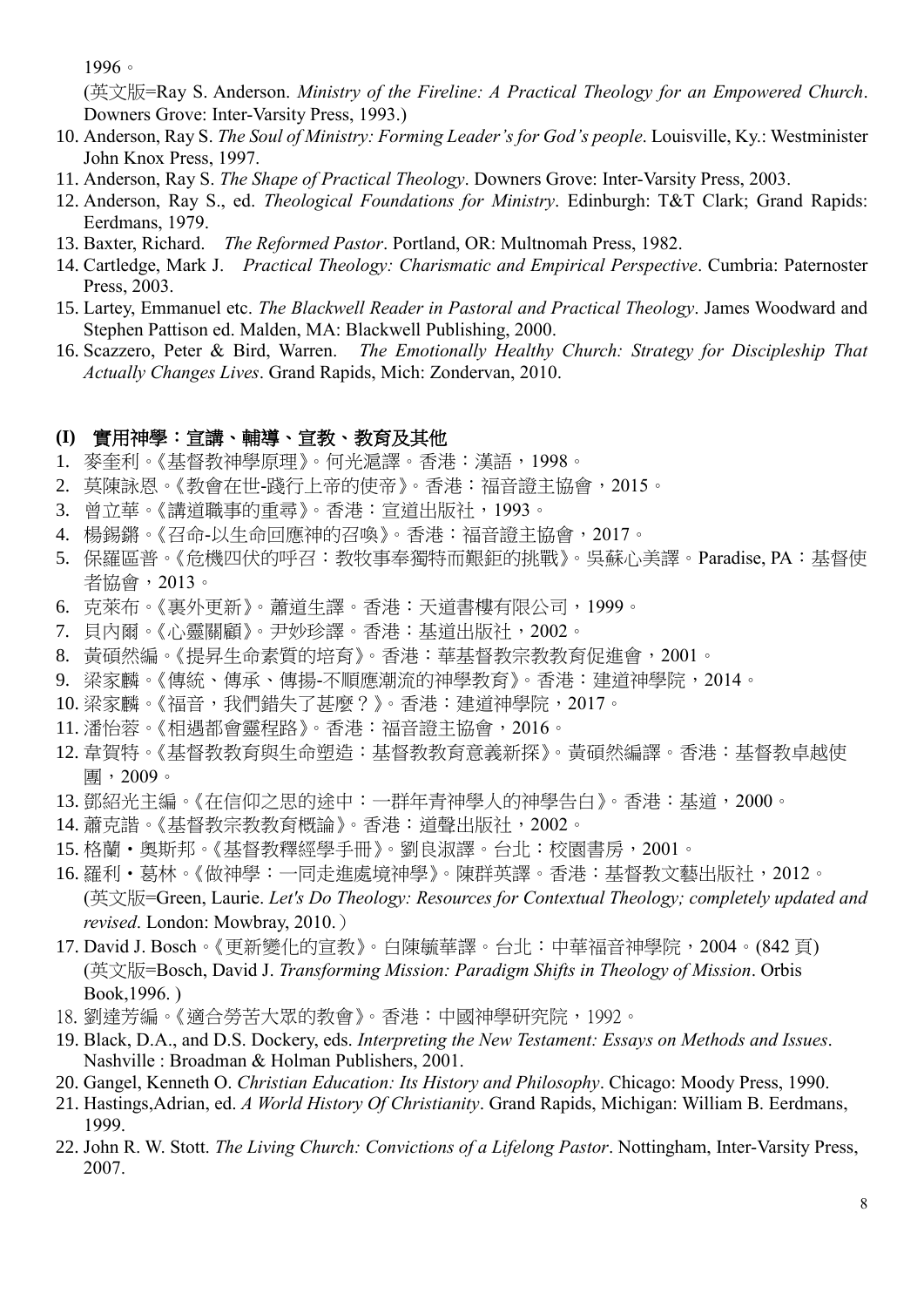1996。

(英文版=Ray S. Anderson. *Ministry of the Fireline: A Practical Theology for an Empowered Church*. Downers Grove: Inter-Varsity Press, 1993.)

10. Anderson, Ray S. *The Soul of Ministry: Forming Leader's for God's people*. Louisville, Ky.: Westminister John Knox Press, 1997.
11. Anderson, Ray S. *The Shape of Practical Theology*. Downers Grove: Inter-Varsity Press, 2003.
12. Anderson, Ray S., ed. *Theological Foundations for Ministry*. Edinburgh: T&T Clark; Grand Rapids: Eerdmans, 1979.
13. Baxter, Richard. *The Reformed Pastor*. Portland, OR: Multnomah Press, 1982.
14. Cartledge, Mark J. *Practical Theology: Charismatic and Empirical Perspective*. Cumbria: Paternoster Press, 2003.
15. Lartey, Emmanuel etc. *The Blackwell Reader in Pastoral and Practical Theology*. James Woodward and Stephen Pattison ed. Malden, MA: Blackwell Publishing, 2000.
16. Scazzero, Peter & Bird, Warren. *The Emotionally Healthy Church: Strategy for Discipleship That Actually Changes Lives*. Grand Rapids, Mich: Zondervan, 2010.

## (I) 實用神學：宣講、輔導、宣教、教育及其他

1. 麥奎利。《基督教神學原理》。何光滬譯。香港：漢語，1998。
2. 莫陳詠恩。《教會在世-踐行上帝的使帝》。香港：福音證主協會，2015。
3. 曾立華。《講道職事的重尋》。香港：宣道出版社，1993。
4. 楊錫鏘。《召命-以生命回應神的召喚》。香港：福音證主協會，2017。
5. 保羅區普。《危機四伏的呼召：教牧事奉獨特而艱鉅的挑戰》。吳蘇心美譯。Paradise, PA：基督使者協會，2013。
6. 克萊布。《裏外更新》。蕭道生譯。香港：天道書樓有限公司，1999。
7. 貝內爾。《心靈關顧》。尹妙珍譯。香港：基道出版社，2002。
8. 黃碩然編。《提昇生命素質的培育》。香港：華基督教宗教教育促進會，2001。
9. 梁家麟。《傳統、傳承、傳揚-不順應潮流的神學教育》。香港：建道神學院，2014。
10. 梁家麟。《福音，我們錯失了甚麼？》。香港：建道神學院，2017。
11. 潘怡蓉。《相遇都會靈程路》。香港：福音證主協會，2016。
12. 韋賀特。《基督教教育與生命塑造：基督教教育意義新探》。黃碩然編譯。香港：基督教卓越使團，2009。
13. 鄧紹光主編。《在信仰之思的途中：一群年青神學人的神學告白》。香港：基道，2000。
14. 蕭克諧。《基督教宗教教育概論》。香港：道聲出版社，2002。
15. 格蘭・奧斯邦。《基督教釋經學手冊》。劉良淑譯。台北：校園書房，2001。
16. 羅利・葛林。《做神學：一同走進處境神學》。陳群英譯。香港：基督教文藝出版社，2012。
   (英文版=Green, Laurie. *Let's Do Theology: Resources for Contextual Theology; completely updated and revised*. London: Mowbray, 2010. )
17. David J. Bosch。《更新變化的宣教》。白陳毓華譯。台北：中華福音神學院，2004。(842 頁)
   (英文版=Bosch, David J. *Transforming Mission: Paradigm Shifts in Theology of Mission*. Orbis Book,1996. )
18. 劉達芳編。《適合勞苦大眾的教會》。香港：中國神學研究院，1992。
19. Black, D.A., and D.S. Dockery, eds. *Interpreting the New Testament: Essays on Methods and Issues*. Nashville : Broadman & Holman Publishers, 2001.
20. Gangel, Kenneth O. *Christian Education: Its History and Philosophy*. Chicago: Moody Press, 1990.
21. Hastings,Adrian, ed. *A World History Of Christianity*. Grand Rapids, Michigan: William B. Eerdmans, 1999.
22. John R. W. Stott. *The Living Church: Convictions of a Lifelong Pastor*. Nottingham, Inter-Varsity Press, 2007.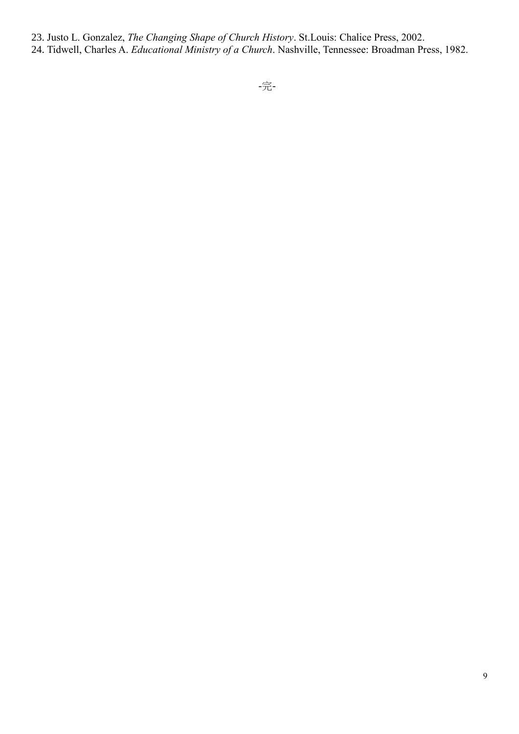23. Justo L. Gonzalez, *The Changing Shape of Church History*. St.Louis: Chalice Press, 2002.
24. Tidwell, Charles A. *Educational Ministry of a Church*. Nashville, Tennessee: Broadman Press, 1982.

-完-